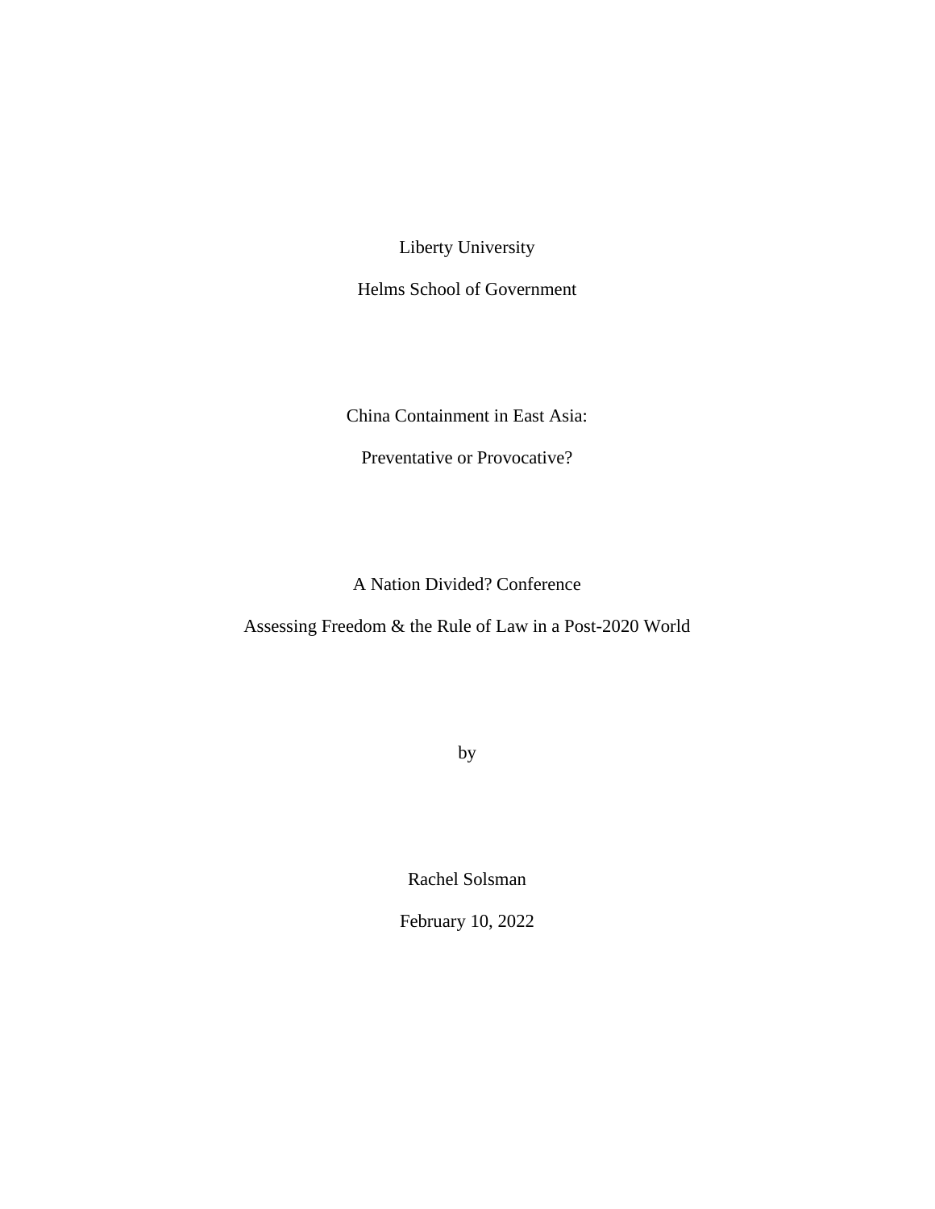Liberty University

Helms School of Government

# China Containment in East Asia:

# Preventative or Provocative?

A Nation Divided? Conference

Assessing Freedom & the Rule of Law in a Post-2020 World

by

Rachel Solsman

February 10, 2022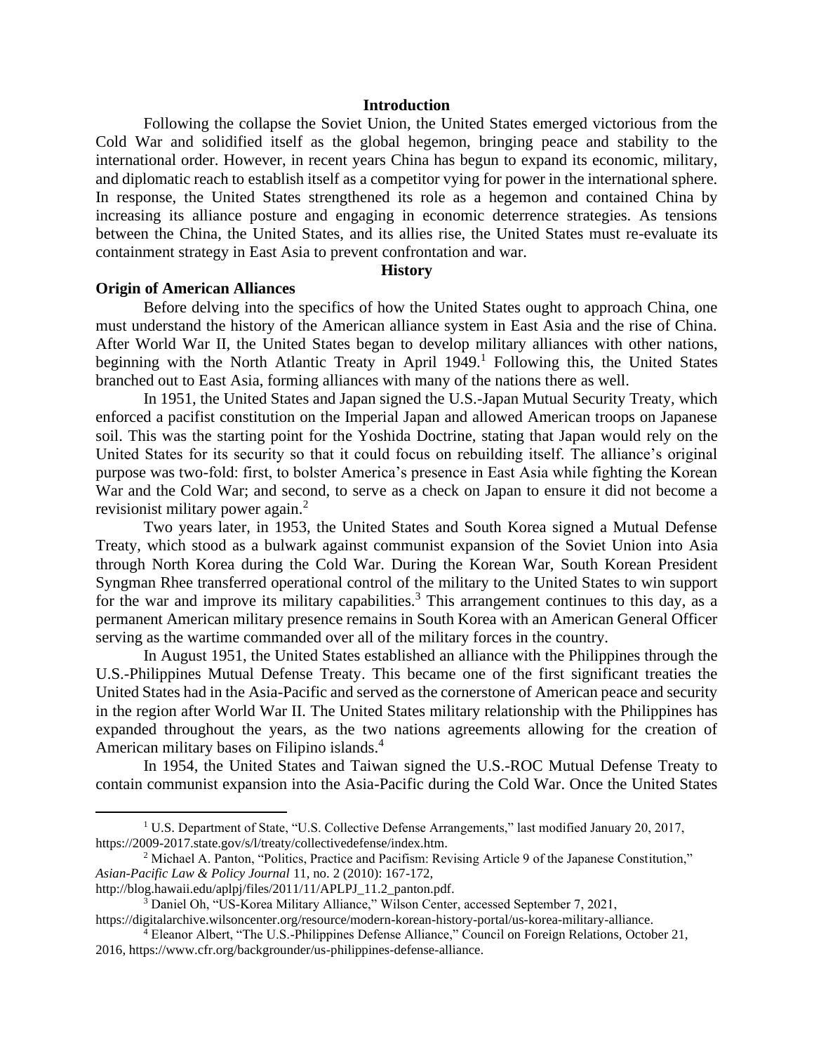## Introduction

Following the collapse the Soviet Union, the United States emerged victorious from the Cold War and solidified itself as the global hegemon, bringing peace and stability to the international order. However, in recent years China has begun to expand its economic, military, and diplomatic reach to establish itself as a competitor vying for power in the international sphere. In response, the United States strengthened its role as a hegemon and contained China by increasing its alliance posture and engaging in economic deterrence strategies. As tensions between the China, the United States, and its allies rise, the United States must re-evaluate its containment strategy in East Asia to prevent confrontation and war.

## History

### Origin of American Alliances

Before delving into the specifics of how the United States ought to approach China, one must understand the history of the American alliance system in East Asia and the rise of China. After World War II, the United States began to develop military alliances with other nations, beginning with the North Atlantic Treaty in April 1949.[1] Following this, the United States branched out to East Asia, forming alliances with many of the nations there as well.

In 1951, the United States and Japan signed the U.S.-Japan Mutual Security Treaty, which enforced a pacifist constitution on the Imperial Japan and allowed American troops on Japanese soil. This was the starting point for the Yoshida Doctrine, stating that Japan would rely on the United States for its security so that it could focus on rebuilding itself. The alliance's original purpose was two-fold: first, to bolster America's presence in East Asia while fighting the Korean War and the Cold War; and second, to serve as a check on Japan to ensure it did not become a revisionist military power again.[2]

Two years later, in 1953, the United States and South Korea signed a Mutual Defense Treaty, which stood as a bulwark against communist expansion of the Soviet Union into Asia through North Korea during the Cold War. During the Korean War, South Korean President Syngman Rhee transferred operational control of the military to the United States to win support for the war and improve its military capabilities.[3] This arrangement continues to this day, as a permanent American military presence remains in South Korea with an American General Officer serving as the wartime commanded over all of the military forces in the country.

In August 1951, the United States established an alliance with the Philippines through the U.S.-Philippines Mutual Defense Treaty. This became one of the first significant treaties the United States had in the Asia-Pacific and served as the cornerstone of American peace and security in the region after World War II. The United States military relationship with the Philippines has expanded throughout the years, as the two nations agreements allowing for the creation of American military bases on Filipino islands.[4]

In 1954, the United States and Taiwan signed the U.S.-ROC Mutual Defense Treaty to contain communist expansion into the Asia-Pacific during the Cold War. Once the United States

---

[1] U.S. Department of State, "U.S. Collective Defense Arrangements," last modified January 20, 2017, https://2009-2017.state.gov/s/l/treaty/collectivedefense/index.htm.

[2] Michael A. Panton, "Politics, Practice and Pacifism: Revising Article 9 of the Japanese Constitution," *Asian-Pacific Law & Policy Journal* 11, no. 2 (2010): 167-172, http://blog.hawaii.edu/aplpj/files/2011/11/APLPJ_11.2_panton.pdf.

[3] Daniel Oh, "US-Korea Military Alliance," Wilson Center, accessed September 7, 2021, https://digitalarchive.wilsoncenter.org/resource/modern-korean-history-portal/us-korea-military-alliance.

[4] Eleanor Albert, "The U.S.-Philippines Defense Alliance," Council on Foreign Relations, October 21, 2016, https://www.cfr.org/backgrounder/us-philippines-defense-alliance.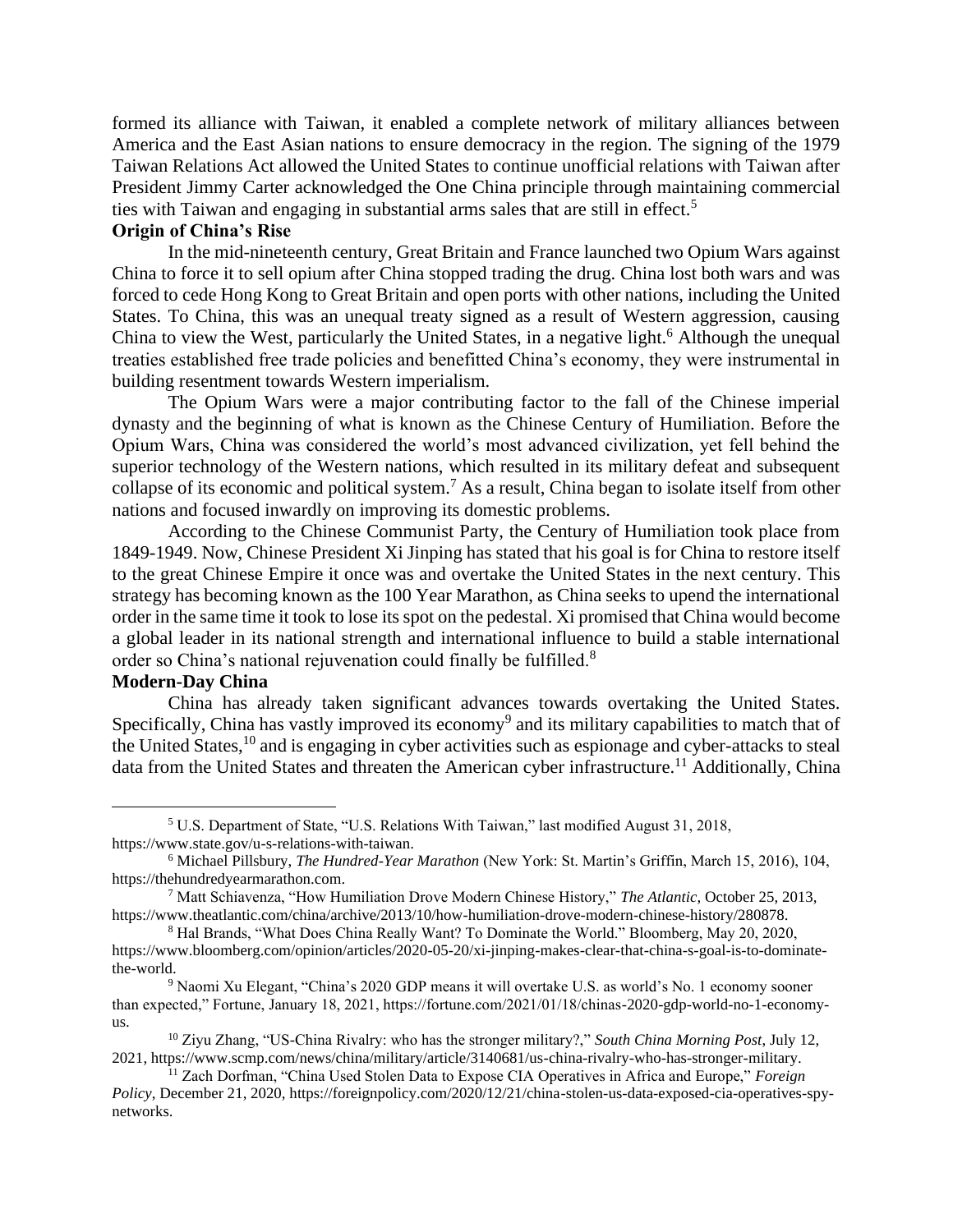formed its alliance with Taiwan, it enabled a complete network of military alliances between America and the East Asian nations to ensure democracy in the region. The signing of the 1979 Taiwan Relations Act allowed the United States to continue unofficial relations with Taiwan after President Jimmy Carter acknowledged the One China principle through maintaining commercial ties with Taiwan and engaging in substantial arms sales that are still in effect.[5]

**Origin of China's Rise**

In the mid-nineteenth century, Great Britain and France launched two Opium Wars against China to force it to sell opium after China stopped trading the drug. China lost both wars and was forced to cede Hong Kong to Great Britain and open ports with other nations, including the United States. To China, this was an unequal treaty signed as a result of Western aggression, causing China to view the West, particularly the United States, in a negative light.[6] Although the unequal treaties established free trade policies and benefitted China's economy, they were instrumental in building resentment towards Western imperialism.

The Opium Wars were a major contributing factor to the fall of the Chinese imperial dynasty and the beginning of what is known as the Chinese Century of Humiliation. Before the Opium Wars, China was considered the world's most advanced civilization, yet fell behind the superior technology of the Western nations, which resulted in its military defeat and subsequent collapse of its economic and political system.[7] As a result, China began to isolate itself from other nations and focused inwardly on improving its domestic problems.

According to the Chinese Communist Party, the Century of Humiliation took place from 1849-1949. Now, Chinese President Xi Jinping has stated that his goal is for China to restore itself to the great Chinese Empire it once was and overtake the United States in the next century. This strategy has becoming known as the 100 Year Marathon, as China seeks to upend the international order in the same time it took to lose its spot on the pedestal. Xi promised that China would become a global leader in its national strength and international influence to build a stable international order so China's national rejuvenation could finally be fulfilled.[8]

**Modern-Day China**

China has already taken significant advances towards overtaking the United States. Specifically, China has vastly improved its economy[9] and its military capabilities to match that of the United States,[10] and is engaging in cyber activities such as espionage and cyber-attacks to steal data from the United States and threaten the American cyber infrastructure.[11] Additionally, China

---

[5] U.S. Department of State, "U.S. Relations With Taiwan," last modified August 31, 2018, https://www.state.gov/u-s-relations-with-taiwan.

[6] Michael Pillsbury, *The Hundred-Year Marathon* (New York: St. Martin's Griffin, March 15, 2016), 104, https://thehundredyearmarathon.com.

[7] Matt Schiavenza, "How Humiliation Drove Modern Chinese History," *The Atlantic*, October 25, 2013, https://www.theatlantic.com/china/archive/2013/10/how-humiliation-drove-modern-chinese-history/280878.

[8] Hal Brands, "What Does China Really Want? To Dominate the World." Bloomberg, May 20, 2020, https://www.bloomberg.com/opinion/articles/2020-05-20/xi-jinping-makes-clear-that-china-s-goal-is-to-dominate-the-world.

[9] Naomi Xu Elegant, "China's 2020 GDP means it will overtake U.S. as world's No. 1 economy sooner than expected," Fortune, January 18, 2021, https://fortune.com/2021/01/18/chinas-2020-gdp-world-no-1-economy-us.

[10] Ziyu Zhang, "US-China Rivalry: who has the stronger military?," *South China Morning Post*, July 12, 2021, https://www.scmp.com/news/china/military/article/3140681/us-china-rivalry-who-has-stronger-military.

[11] Zach Dorfman, "China Used Stolen Data to Expose CIA Operatives in Africa and Europe," *Foreign Policy*, December 21, 2020, https://foreignpolicy.com/2020/12/21/china-stolen-us-data-exposed-cia-operatives-spy-networks.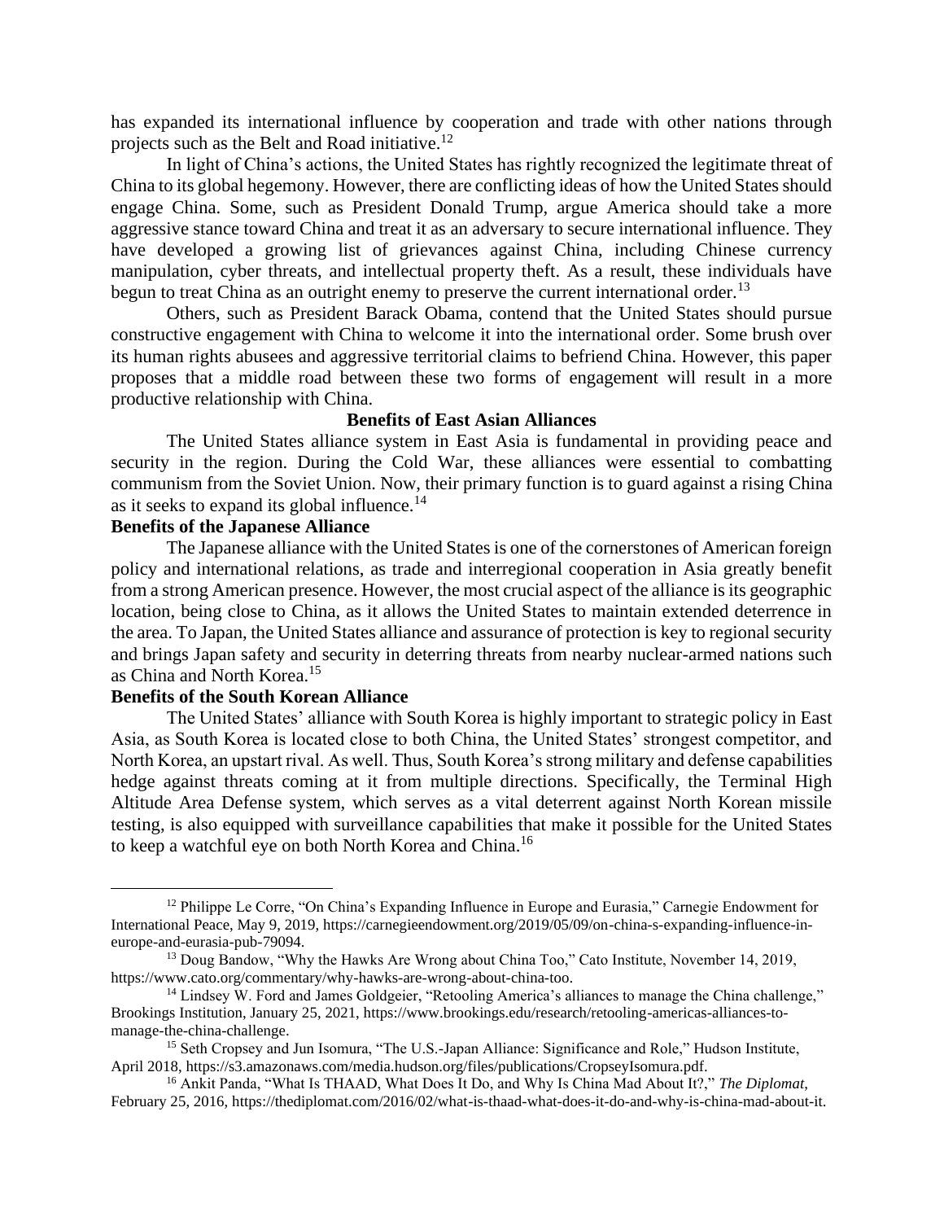has expanded its international influence by cooperation and trade with other nations through projects such as the Belt and Road initiative.[12]

In light of China's actions, the United States has rightly recognized the legitimate threat of China to its global hegemony. However, there are conflicting ideas of how the United States should engage China. Some, such as President Donald Trump, argue America should take a more aggressive stance toward China and treat it as an adversary to secure international influence. They have developed a growing list of grievances against China, including Chinese currency manipulation, cyber threats, and intellectual property theft. As a result, these individuals have begun to treat China as an outright enemy to preserve the current international order.[13]

Others, such as President Barack Obama, contend that the United States should pursue constructive engagement with China to welcome it into the international order. Some brush over its human rights abusees and aggressive territorial claims to befriend China. However, this paper proposes that a middle road between these two forms of engagement will result in a more productive relationship with China.

## Benefits of East Asian Alliances

The United States alliance system in East Asia is fundamental in providing peace and security in the region. During the Cold War, these alliances were essential to combatting communism from the Soviet Union. Now, their primary function is to guard against a rising China as it seeks to expand its global influence.[14]

### Benefits of the Japanese Alliance

The Japanese alliance with the United States is one of the cornerstones of American foreign policy and international relations, as trade and interregional cooperation in Asia greatly benefit from a strong American presence. However, the most crucial aspect of the alliance is its geographic location, being close to China, as it allows the United States to maintain extended deterrence in the area. To Japan, the United States alliance and assurance of protection is key to regional security and brings Japan safety and security in deterring threats from nearby nuclear-armed nations such as China and North Korea.[15]

### Benefits of the South Korean Alliance

The United States' alliance with South Korea is highly important to strategic policy in East Asia, as South Korea is located close to both China, the United States' strongest competitor, and North Korea, an upstart rival. As well. Thus, South Korea's strong military and defense capabilities hedge against threats coming at it from multiple directions. Specifically, the Terminal High Altitude Area Defense system, which serves as a vital deterrent against North Korean missile testing, is also equipped with surveillance capabilities that make it possible for the United States to keep a watchful eye on both North Korea and China.[16]

---

[12] Philippe Le Corre, "On China's Expanding Influence in Europe and Eurasia," Carnegie Endowment for International Peace, May 9, 2019, https://carnegieendowment.org/2019/05/09/on-china-s-expanding-influence-in-europe-and-eurasia-pub-79094.

[13] Doug Bandow, "Why the Hawks Are Wrong about China Too," Cato Institute, November 14, 2019, https://www.cato.org/commentary/why-hawks-are-wrong-about-china-too.

[14] Lindsey W. Ford and James Goldgeier, "Retooling America's alliances to manage the China challenge," Brookings Institution, January 25, 2021, https://www.brookings.edu/research/retooling-americas-alliances-to-manage-the-china-challenge.

[15] Seth Cropsey and Jun Isomura, "The U.S.-Japan Alliance: Significance and Role," Hudson Institute, April 2018, https://s3.amazonaws.com/media.hudson.org/files/publications/CropseyIsomura.pdf.

[16] Ankit Panda, "What Is THAAD, What Does It Do, and Why Is China Mad About It?," *The Diplomat*, February 25, 2016, https://thediplomat.com/2016/02/what-is-thaad-what-does-it-do-and-why-is-china-mad-about-it.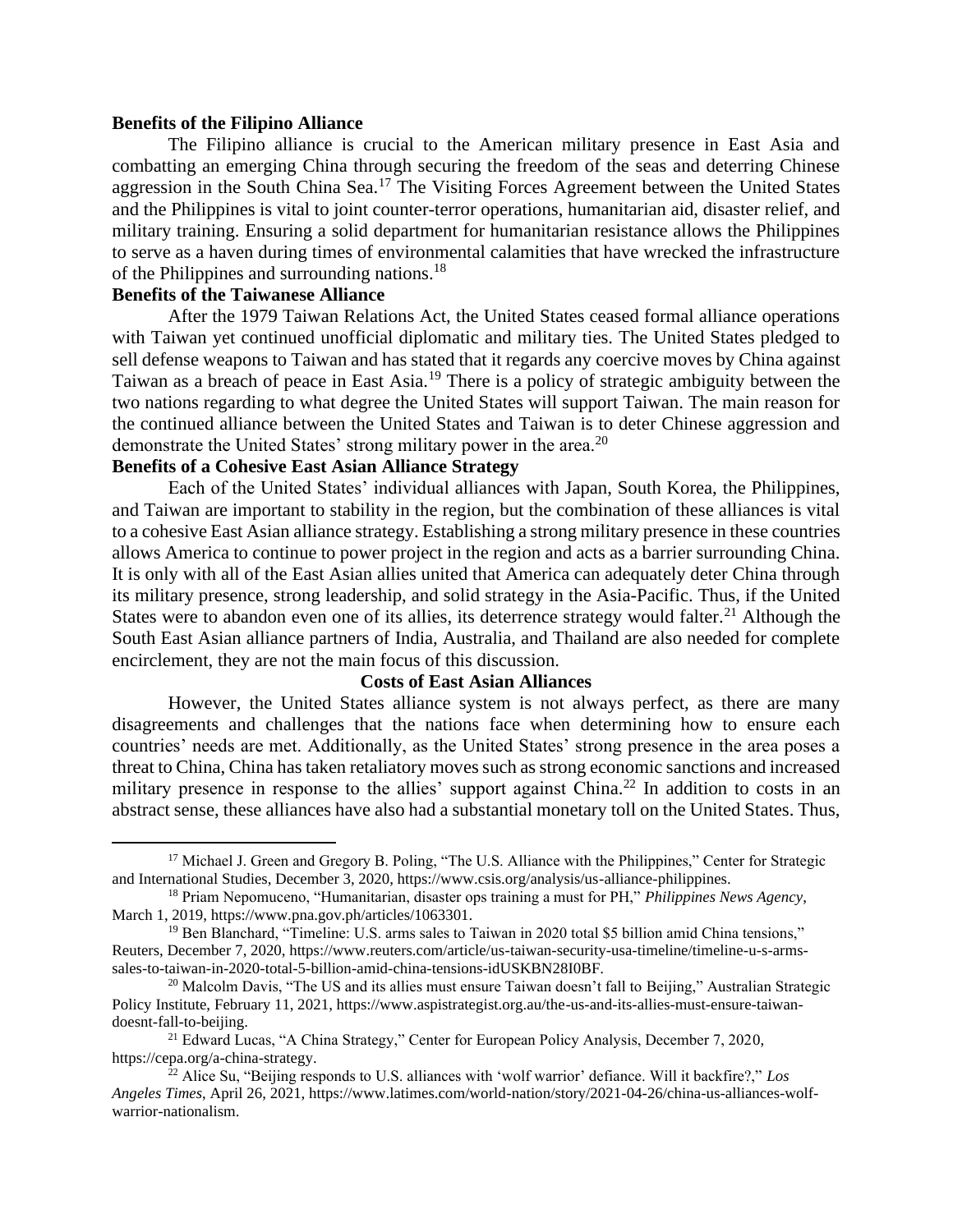**Benefits of the Filipino Alliance**

The Filipino alliance is crucial to the American military presence in East Asia and combatting an emerging China through securing the freedom of the seas and deterring Chinese aggression in the South China Sea.[17] The Visiting Forces Agreement between the United States and the Philippines is vital to joint counter-terror operations, humanitarian aid, disaster relief, and military training. Ensuring a solid department for humanitarian resistance allows the Philippines to serve as a haven during times of environmental calamities that have wrecked the infrastructure of the Philippines and surrounding nations.[18]

**Benefits of the Taiwanese Alliance**

After the 1979 Taiwan Relations Act, the United States ceased formal alliance operations with Taiwan yet continued unofficial diplomatic and military ties. The United States pledged to sell defense weapons to Taiwan and has stated that it regards any coercive moves by China against Taiwan as a breach of peace in East Asia.[19] There is a policy of strategic ambiguity between the two nations regarding to what degree the United States will support Taiwan. The main reason for the continued alliance between the United States and Taiwan is to deter Chinese aggression and demonstrate the United States' strong military power in the area.[20]

**Benefits of a Cohesive East Asian Alliance Strategy**

Each of the United States' individual alliances with Japan, South Korea, the Philippines, and Taiwan are important to stability in the region, but the combination of these alliances is vital to a cohesive East Asian alliance strategy. Establishing a strong military presence in these countries allows America to continue to power project in the region and acts as a barrier surrounding China. It is only with all of the East Asian allies united that America can adequately deter China through its military presence, strong leadership, and solid strategy in the Asia-Pacific. Thus, if the United States were to abandon even one of its allies, its deterrence strategy would falter.[21] Although the South East Asian alliance partners of India, Australia, and Thailand are also needed for complete encirclement, they are not the main focus of this discussion.

**Costs of East Asian Alliances**

However, the United States alliance system is not always perfect, as there are many disagreements and challenges that the nations face when determining how to ensure each countries' needs are met. Additionally, as the United States' strong presence in the area poses a threat to China, China has taken retaliatory moves such as strong economic sanctions and increased military presence in response to the allies' support against China.[22] In addition to costs in an abstract sense, these alliances have also had a substantial monetary toll on the United States. Thus,

---

[17] Michael J. Green and Gregory B. Poling, "The U.S. Alliance with the Philippines," Center for Strategic and International Studies, December 3, 2020, https://www.csis.org/analysis/us-alliance-philippines.

[18] Priam Nepomuceno, "Humanitarian, disaster ops training a must for PH," *Philippines News Agency*, March 1, 2019, https://www.pna.gov.ph/articles/1063301.

[19] Ben Blanchard, "Timeline: U.S. arms sales to Taiwan in 2020 total $5 billion amid China tensions," Reuters, December 7, 2020, https://www.reuters.com/article/us-taiwan-security-usa-timeline/timeline-u-s-arms-sales-to-taiwan-in-2020-total-5-billion-amid-china-tensions-idUSKBN28I0BF.

[20] Malcolm Davis, "The US and its allies must ensure Taiwan doesn't fall to Beijing," Australian Strategic Policy Institute, February 11, 2021, https://www.aspistrategist.org.au/the-us-and-its-allies-must-ensure-taiwan-doesnt-fall-to-beijing.

[21] Edward Lucas, "A China Strategy," Center for European Policy Analysis, December 7, 2020, https://cepa.org/a-china-strategy.

[22] Alice Su, "Beijing responds to U.S. alliances with 'wolf warrior' defiance. Will it backfire?," *Los Angeles Times*, April 26, 2021, https://www.latimes.com/world-nation/story/2021-04-26/china-us-alliances-wolf-warrior-nationalism.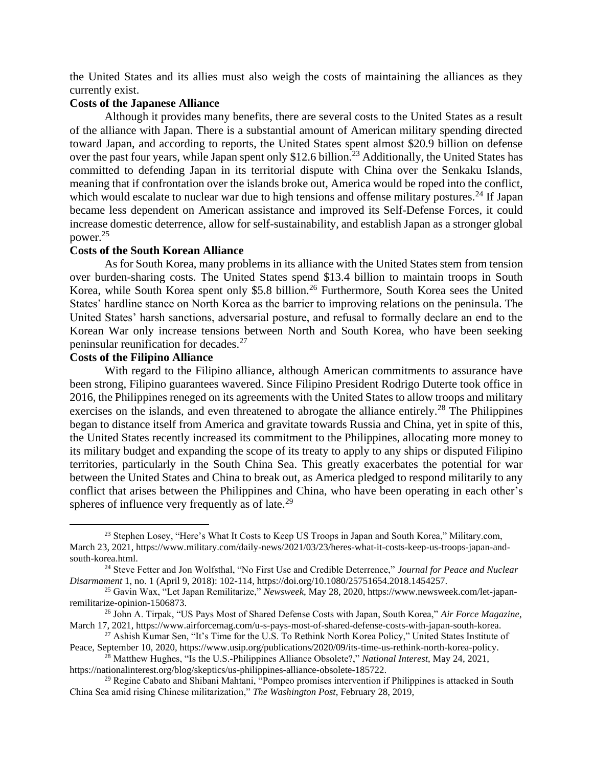the United States and its allies must also weigh the costs of maintaining the alliances as they currently exist.

**Costs of the Japanese Alliance**

Although it provides many benefits, there are several costs to the United States as a result of the alliance with Japan. There is a substantial amount of American military spending directed toward Japan, and according to reports, the United States spent almost $20.9 billion on defense over the past four years, while Japan spent only $12.6 billion.[23] Additionally, the United States has committed to defending Japan in its territorial dispute with China over the Senkaku Islands, meaning that if confrontation over the islands broke out, America would be roped into the conflict, which would escalate to nuclear war due to high tensions and offense military postures.[24] If Japan became less dependent on American assistance and improved its Self-Defense Forces, it could increase domestic deterrence, allow for self-sustainability, and establish Japan as a stronger global power.[25]

**Costs of the South Korean Alliance**

As for South Korea, many problems in its alliance with the United States stem from tension over burden-sharing costs. The United States spend $13.4 billion to maintain troops in South Korea, while South Korea spent only $5.8 billion.[26] Furthermore, South Korea sees the United States' hardline stance on North Korea as the barrier to improving relations on the peninsula. The United States' harsh sanctions, adversarial posture, and refusal to formally declare an end to the Korean War only increase tensions between North and South Korea, who have been seeking peninsular reunification for decades.[27]

**Costs of the Filipino Alliance**

With regard to the Filipino alliance, although American commitments to assurance have been strong, Filipino guarantees wavered. Since Filipino President Rodrigo Duterte took office in 2016, the Philippines reneged on its agreements with the United States to allow troops and military exercises on the islands, and even threatened to abrogate the alliance entirely.[28] The Philippines began to distance itself from America and gravitate towards Russia and China, yet in spite of this, the United States recently increased its commitment to the Philippines, allocating more money to its military budget and expanding the scope of its treaty to apply to any ships or disputed Filipino territories, particularly in the South China Sea. This greatly exacerbates the potential for war between the United States and China to break out, as America pledged to respond militarily to any conflict that arises between the Philippines and China, who have been operating in each other's spheres of influence very frequently as of late.[29]

---

[23] Stephen Losey, "Here's What It Costs to Keep US Troops in Japan and South Korea," Military.com, March 23, 2021, https://www.military.com/daily-news/2021/03/23/heres-what-it-costs-keep-us-troops-japan-and-south-korea.html.

[24] Steve Fetter and Jon Wolfsthal, "No First Use and Credible Deterrence," *Journal for Peace and Nuclear Disarmament* 1, no. 1 (April 9, 2018): 102-114, https://doi.org/10.1080/25751654.2018.1454257.

[25] Gavin Wax, "Let Japan Remilitarize," *Newsweek*, May 28, 2020, https://www.newsweek.com/let-japan-remilitarize-opinion-1506873.

[26] John A. Tirpak, "US Pays Most of Shared Defense Costs with Japan, South Korea," *Air Force Magazine*, March 17, 2021, https://www.airforcemag.com/u-s-pays-most-of-shared-defense-costs-with-japan-south-korea.

[27] Ashish Kumar Sen, "It's Time for the U.S. To Rethink North Korea Policy," United States Institute of Peace, September 10, 2020, https://www.usip.org/publications/2020/09/its-time-us-rethink-north-korea-policy.

[28] Matthew Hughes, "Is the U.S.-Philippines Alliance Obsolete?," *National Interest*, May 24, 2021, https://nationalinterest.org/blog/skeptics/us-philippines-alliance-obsolete-185722.

[29] Regine Cabato and Shibani Mahtani, "Pompeo promises intervention if Philippines is attacked in South China Sea amid rising Chinese militarization," *The Washington Post*, February 28, 2019,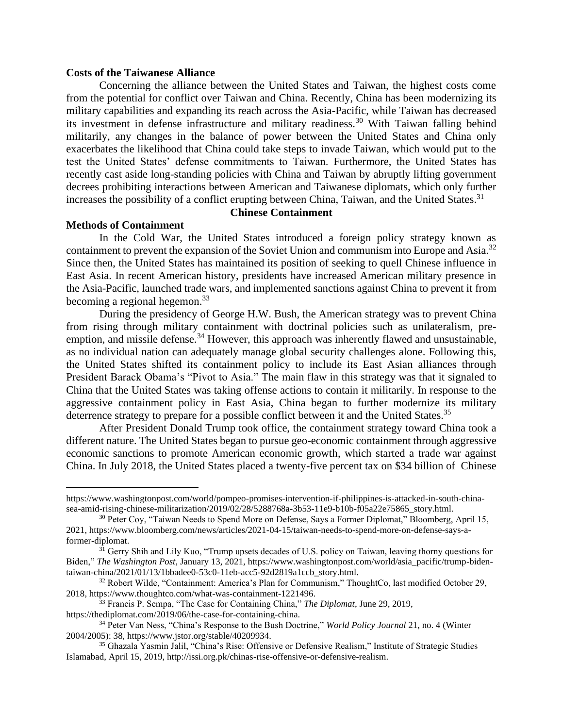**Costs of the Taiwanese Alliance**

Concerning the alliance between the United States and Taiwan, the highest costs come from the potential for conflict over Taiwan and China. Recently, China has been modernizing its military capabilities and expanding its reach across the Asia-Pacific, while Taiwan has decreased its investment in defense infrastructure and military readiness.[30] With Taiwan falling behind militarily, any changes in the balance of power between the United States and China only exacerbates the likelihood that China could take steps to invade Taiwan, which would put to the test the United States' defense commitments to Taiwan. Furthermore, the United States has recently cast aside long-standing policies with China and Taiwan by abruptly lifting government decrees prohibiting interactions between American and Taiwanese diplomats, which only further increases the possibility of a conflict erupting between China, Taiwan, and the United States.[31]

## Chinese Containment

**Methods of Containment**

In the Cold War, the United States introduced a foreign policy strategy known as containment to prevent the expansion of the Soviet Union and communism into Europe and Asia.[32] Since then, the United States has maintained its position of seeking to quell Chinese influence in East Asia. In recent American history, presidents have increased American military presence in the Asia-Pacific, launched trade wars, and implemented sanctions against China to prevent it from becoming a regional hegemon.[33]

During the presidency of George H.W. Bush, the American strategy was to prevent China from rising through military containment with doctrinal policies such as unilateralism, pre-emption, and missile defense.[34] However, this approach was inherently flawed and unsustainable, as no individual nation can adequately manage global security challenges alone. Following this, the United States shifted its containment policy to include its East Asian alliances through President Barack Obama's "Pivot to Asia." The main flaw in this strategy was that it signaled to China that the United States was taking offense actions to contain it militarily. In response to the aggressive containment policy in East Asia, China began to further modernize its military deterrence strategy to prepare for a possible conflict between it and the United States.[35]

After President Donald Trump took office, the containment strategy toward China took a different nature. The United States began to pursue geo-economic containment through aggressive economic sanctions to promote American economic growth, which started a trade war against China. In July 2018, the United States placed a twenty-five percent tax on $34 billion of Chinese

---

https://www.washingtonpost.com/world/pompeo-promises-intervention-if-philippines-is-attacked-in-south-china-sea-amid-rising-chinese-militarization/2019/02/28/5288768a-3b53-11e9-b10b-f05a22e75865_story.html.

[30] Peter Coy, "Taiwan Needs to Spend More on Defense, Says a Former Diplomat," Bloomberg, April 15, 2021, https://www.bloomberg.com/news/articles/2021-04-15/taiwan-needs-to-spend-more-on-defense-says-a-former-diplomat.

[31] Gerry Shih and Lily Kuo, "Trump upsets decades of U.S. policy on Taiwan, leaving thorny questions for Biden," *The Washington Post*, January 13, 2021, https://www.washingtonpost.com/world/asia_pacific/trump-biden-taiwan-china/2021/01/13/1bbadee0-53c0-11eb-acc5-92d2819a1ccb_story.html.

[32] Robert Wilde, "Containment: America's Plan for Communism," ThoughtCo, last modified October 29, 2018, https://www.thoughtco.com/what-was-containment-1221496.

[33] Francis P. Sempa, "The Case for Containing China," *The Diplomat*, June 29, 2019, https://thediplomat.com/2019/06/the-case-for-containing-china.

[34] Peter Van Ness, "China's Response to the Bush Doctrine," *World Policy Journal* 21, no. 4 (Winter 2004/2005): 38, https://www.jstor.org/stable/40209934.

[35] Ghazala Yasmin Jalil, "China's Rise: Offensive or Defensive Realism," Institute of Strategic Studies Islamabad, April 15, 2019, http://issi.org.pk/chinas-rise-offensive-or-defensive-realism.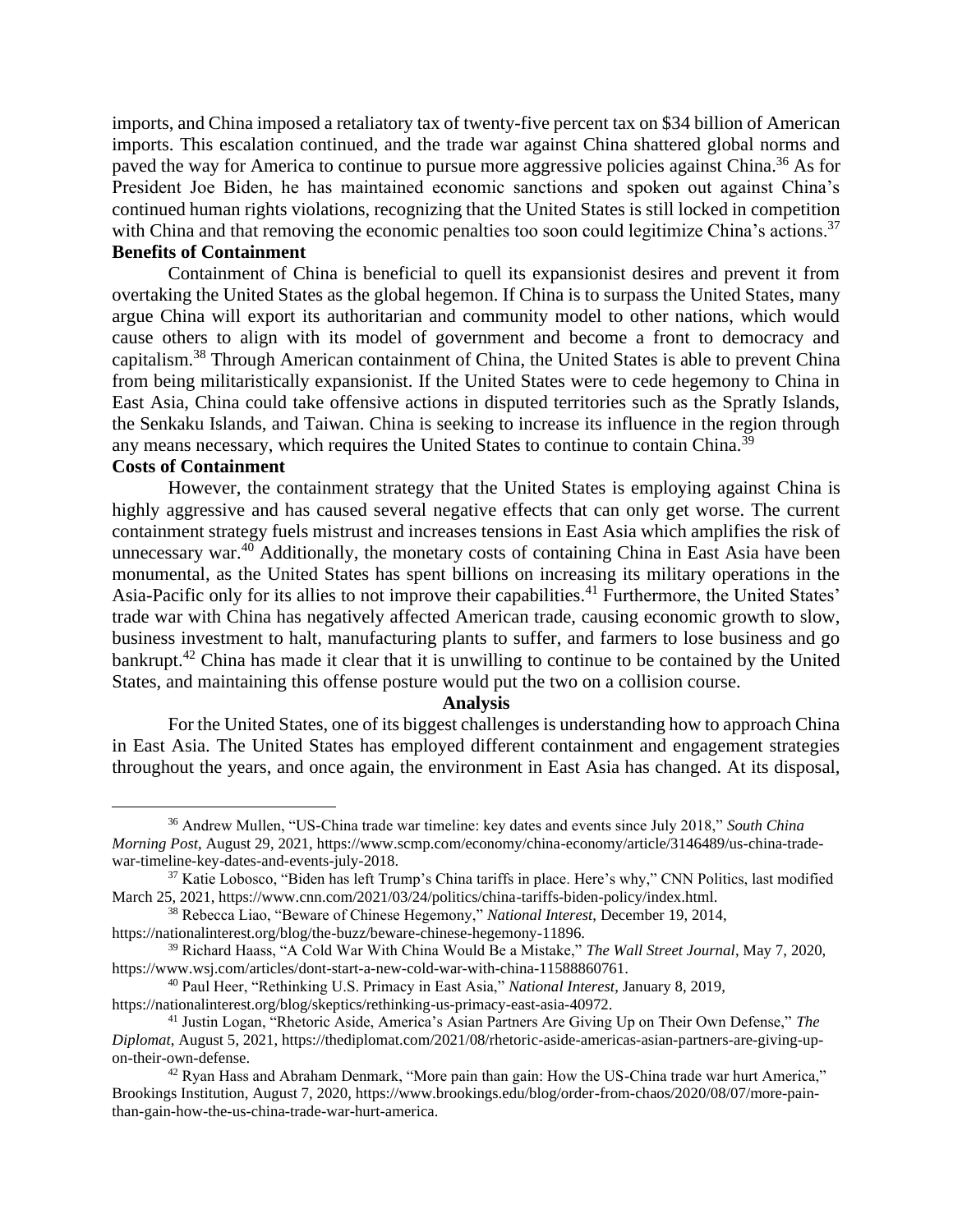imports, and China imposed a retaliatory tax of twenty-five percent tax on $34 billion of American imports. This escalation continued, and the trade war against China shattered global norms and paved the way for America to continue to pursue more aggressive policies against China.[36] As for President Joe Biden, he has maintained economic sanctions and spoken out against China's continued human rights violations, recognizing that the United States is still locked in competition with China and that removing the economic penalties too soon could legitimize China's actions.[37]

**Benefits of Containment**

Containment of China is beneficial to quell its expansionist desires and prevent it from overtaking the United States as the global hegemon. If China is to surpass the United States, many argue China will export its authoritarian and community model to other nations, which would cause others to align with its model of government and become a front to democracy and capitalism.[38] Through American containment of China, the United States is able to prevent China from being militaristically expansionist. If the United States were to cede hegemony to China in East Asia, China could take offensive actions in disputed territories such as the Spratly Islands, the Senkaku Islands, and Taiwan. China is seeking to increase its influence in the region through any means necessary, which requires the United States to continue to contain China.[39]

**Costs of Containment**

However, the containment strategy that the United States is employing against China is highly aggressive and has caused several negative effects that can only get worse. The current containment strategy fuels mistrust and increases tensions in East Asia which amplifies the risk of unnecessary war.[40] Additionally, the monetary costs of containing China in East Asia have been monumental, as the United States has spent billions on increasing its military operations in the Asia-Pacific only for its allies to not improve their capabilities.[41] Furthermore, the United States' trade war with China has negatively affected American trade, causing economic growth to slow, business investment to halt, manufacturing plants to suffer, and farmers to lose business and go bankrupt.[42] China has made it clear that it is unwilling to continue to be contained by the United States, and maintaining this offense posture would put the two on a collision course.

## Analysis

For the United States, one of its biggest challenges is understanding how to approach China in East Asia. The United States has employed different containment and engagement strategies throughout the years, and once again, the environment in East Asia has changed. At its disposal,

---

[36] Andrew Mullen, "US-China trade war timeline: key dates and events since July 2018," *South China Morning Post*, August 29, 2021, https://www.scmp.com/economy/china-economy/article/3146489/us-china-trade-war-timeline-key-dates-and-events-july-2018.

[37] Katie Lobosco, "Biden has left Trump's China tariffs in place. Here's why," CNN Politics, last modified March 25, 2021, https://www.cnn.com/2021/03/24/politics/china-tariffs-biden-policy/index.html.

[38] Rebecca Liao, "Beware of Chinese Hegemony," *National Interest*, December 19, 2014, https://nationalinterest.org/blog/the-buzz/beware-chinese-hegemony-11896.

[39] Richard Haass, "A Cold War With China Would Be a Mistake," *The Wall Street Journal*, May 7, 2020, https://www.wsj.com/articles/dont-start-a-new-cold-war-with-china-11588860761.

[40] Paul Heer, "Rethinking U.S. Primacy in East Asia," *National Interest*, January 8, 2019, https://nationalinterest.org/blog/skeptics/rethinking-us-primacy-east-asia-40972.

[41] Justin Logan, "Rhetoric Aside, America's Asian Partners Are Giving Up on Their Own Defense," *The Diplomat*, August 5, 2021, https://thediplomat.com/2021/08/rhetoric-aside-americas-asian-partners-are-giving-up-on-their-own-defense.

[42] Ryan Hass and Abraham Denmark, "More pain than gain: How the US-China trade war hurt America," Brookings Institution, August 7, 2020, https://www.brookings.edu/blog/order-from-chaos/2020/08/07/more-pain-than-gain-how-the-us-china-trade-war-hurt-america.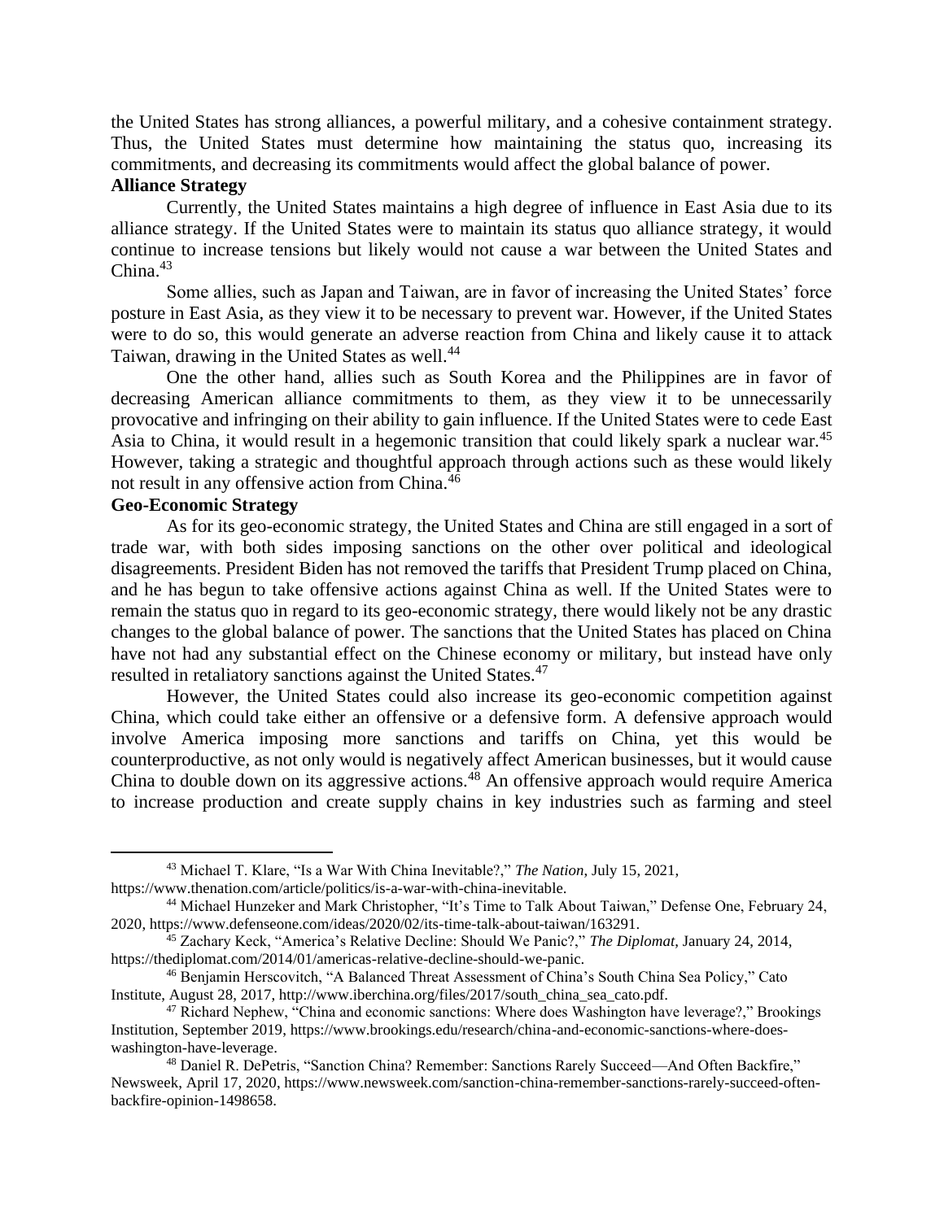the United States has strong alliances, a powerful military, and a cohesive containment strategy. Thus, the United States must determine how maintaining the status quo, increasing its commitments, and decreasing its commitments would affect the global balance of power.

**Alliance Strategy**

Currently, the United States maintains a high degree of influence in East Asia due to its alliance strategy. If the United States were to maintain its status quo alliance strategy, it would continue to increase tensions but likely would not cause a war between the United States and China.[43]

Some allies, such as Japan and Taiwan, are in favor of increasing the United States' force posture in East Asia, as they view it to be necessary to prevent war. However, if the United States were to do so, this would generate an adverse reaction from China and likely cause it to attack Taiwan, drawing in the United States as well.[44]

One the other hand, allies such as South Korea and the Philippines are in favor of decreasing American alliance commitments to them, as they view it to be unnecessarily provocative and infringing on their ability to gain influence. If the United States were to cede East Asia to China, it would result in a hegemonic transition that could likely spark a nuclear war.[45] However, taking a strategic and thoughtful approach through actions such as these would likely not result in any offensive action from China.[46]

**Geo-Economic Strategy**

As for its geo-economic strategy, the United States and China are still engaged in a sort of trade war, with both sides imposing sanctions on the other over political and ideological disagreements. President Biden has not removed the tariffs that President Trump placed on China, and he has begun to take offensive actions against China as well. If the United States were to remain the status quo in regard to its geo-economic strategy, there would likely not be any drastic changes to the global balance of power. The sanctions that the United States has placed on China have not had any substantial effect on the Chinese economy or military, but instead have only resulted in retaliatory sanctions against the United States.[47]

However, the United States could also increase its geo-economic competition against China, which could take either an offensive or a defensive form. A defensive approach would involve America imposing more sanctions and tariffs on China, yet this would be counterproductive, as not only would is negatively affect American businesses, but it would cause China to double down on its aggressive actions.[48] An offensive approach would require America to increase production and create supply chains in key industries such as farming and steel

---

[43] Michael T. Klare, "Is a War With China Inevitable?," *The Nation*, July 15, 2021, https://www.thenation.com/article/politics/is-a-war-with-china-inevitable.

[44] Michael Hunzeker and Mark Christopher, "It's Time to Talk About Taiwan," Defense One, February 24, 2020, https://www.defenseone.com/ideas/2020/02/its-time-talk-about-taiwan/163291.

[45] Zachary Keck, "America's Relative Decline: Should We Panic?," *The Diplomat*, January 24, 2014, https://thediplomat.com/2014/01/americas-relative-decline-should-we-panic.

[46] Benjamin Herscovitch, "A Balanced Threat Assessment of China's South China Sea Policy," Cato Institute, August 28, 2017, http://www.iberchina.org/files/2017/south_china_sea_cato.pdf.

[47] Richard Nephew, "China and economic sanctions: Where does Washington have leverage?," Brookings Institution, September 2019, https://www.brookings.edu/research/china-and-economic-sanctions-where-does-washington-have-leverage.

[48] Daniel R. DePetris, "Sanction China? Remember: Sanctions Rarely Succeed—And Often Backfire," Newsweek, April 17, 2020, https://www.newsweek.com/sanction-china-remember-sanctions-rarely-succeed-often-backfire-opinion-1498658.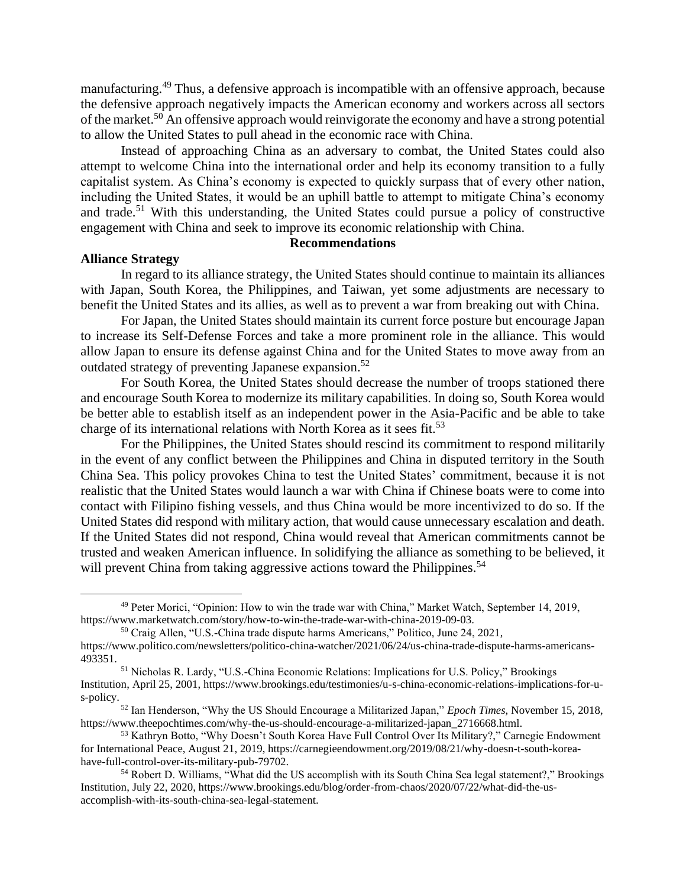manufacturing.[49] Thus, a defensive approach is incompatible with an offensive approach, because the defensive approach negatively impacts the American economy and workers across all sectors of the market.[50] An offensive approach would reinvigorate the economy and have a strong potential to allow the United States to pull ahead in the economic race with China.

Instead of approaching China as an adversary to combat, the United States could also attempt to welcome China into the international order and help its economy transition to a fully capitalist system. As China's economy is expected to quickly surpass that of every other nation, including the United States, it would be an uphill battle to attempt to mitigate China's economy and trade.[51] With this understanding, the United States could pursue a policy of constructive engagement with China and seek to improve its economic relationship with China.

## Recommendations

### Alliance Strategy

In regard to its alliance strategy, the United States should continue to maintain its alliances with Japan, South Korea, the Philippines, and Taiwan, yet some adjustments are necessary to benefit the United States and its allies, as well as to prevent a war from breaking out with China.

For Japan, the United States should maintain its current force posture but encourage Japan to increase its Self-Defense Forces and take a more prominent role in the alliance. This would allow Japan to ensure its defense against China and for the United States to move away from an outdated strategy of preventing Japanese expansion.[52]

For South Korea, the United States should decrease the number of troops stationed there and encourage South Korea to modernize its military capabilities. In doing so, South Korea would be better able to establish itself as an independent power in the Asia-Pacific and be able to take charge of its international relations with North Korea as it sees fit.[53]

For the Philippines, the United States should rescind its commitment to respond militarily in the event of any conflict between the Philippines and China in disputed territory in the South China Sea. This policy provokes China to test the United States' commitment, because it is not realistic that the United States would launch a war with China if Chinese boats were to come into contact with Filipino fishing vessels, and thus China would be more incentivized to do so. If the United States did respond with military action, that would cause unnecessary escalation and death. If the United States did not respond, China would reveal that American commitments cannot be trusted and weaken American influence. In solidifying the alliance as something to be believed, it will prevent China from taking aggressive actions toward the Philippines.[54]

---

[49] Peter Morici, "Opinion: How to win the trade war with China," Market Watch, September 14, 2019, https://www.marketwatch.com/story/how-to-win-the-trade-war-with-china-2019-09-03.

[50] Craig Allen, "U.S.-China trade dispute harms Americans," Politico, June 24, 2021, https://www.politico.com/newsletters/politico-china-watcher/2021/06/24/us-china-trade-dispute-harms-americans-493351.

[51] Nicholas R. Lardy, "U.S.-China Economic Relations: Implications for U.S. Policy," Brookings Institution, April 25, 2001, https://www.brookings.edu/testimonies/u-s-china-economic-relations-implications-for-u-s-policy.

[52] Ian Henderson, "Why the US Should Encourage a Militarized Japan," *Epoch Times*, November 15, 2018, https://www.theepochtimes.com/why-the-us-should-encourage-a-militarized-japan_2716668.html.

[53] Kathryn Botto, "Why Doesn't South Korea Have Full Control Over Its Military?," Carnegie Endowment for International Peace, August 21, 2019, https://carnegieendowment.org/2019/08/21/why-doesn-t-south-korea-have-full-control-over-its-military-pub-79702.

[54] Robert D. Williams, "What did the US accomplish with its South China Sea legal statement?," Brookings Institution, July 22, 2020, https://www.brookings.edu/blog/order-from-chaos/2020/07/22/what-did-the-us-accomplish-with-its-south-china-sea-legal-statement.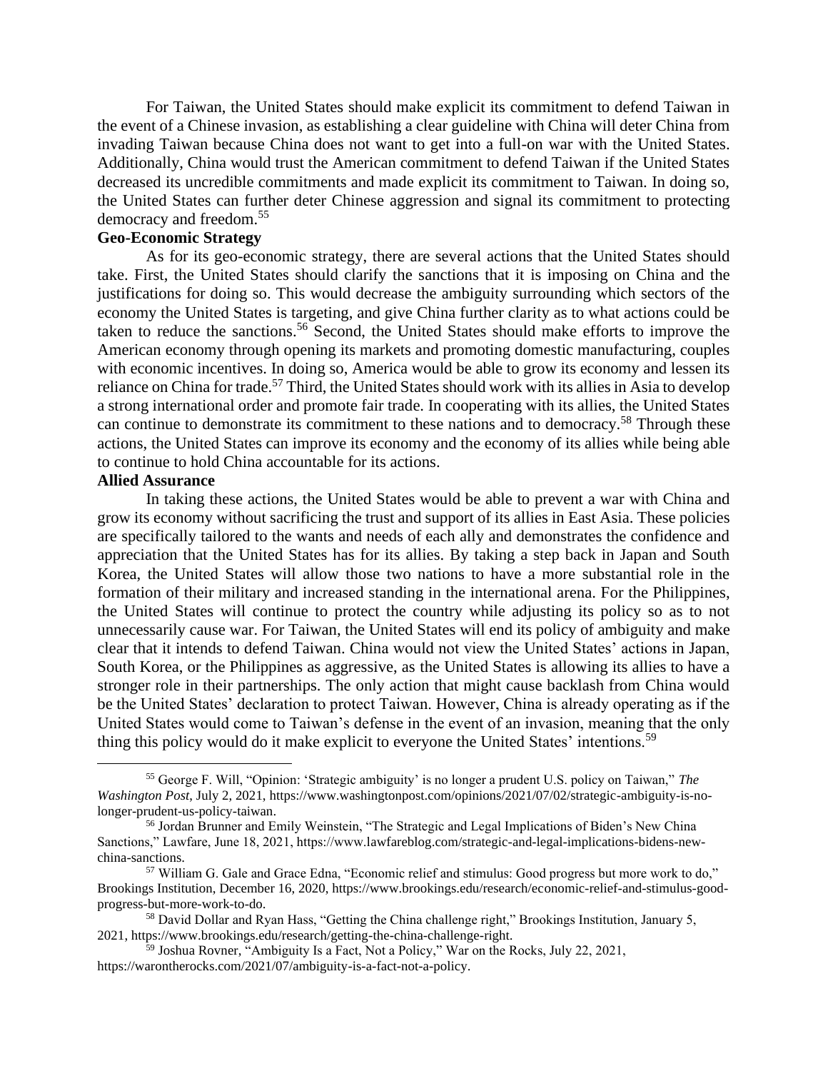For Taiwan, the United States should make explicit its commitment to defend Taiwan in the event of a Chinese invasion, as establishing a clear guideline with China will deter China from invading Taiwan because China does not want to get into a full-on war with the United States. Additionally, China would trust the American commitment to defend Taiwan if the United States decreased its uncredible commitments and made explicit its commitment to Taiwan. In doing so, the United States can further deter Chinese aggression and signal its commitment to protecting democracy and freedom.[55]

**Geo-Economic Strategy**

As for its geo-economic strategy, there are several actions that the United States should take. First, the United States should clarify the sanctions that it is imposing on China and the justifications for doing so. This would decrease the ambiguity surrounding which sectors of the economy the United States is targeting, and give China further clarity as to what actions could be taken to reduce the sanctions.[56] Second, the United States should make efforts to improve the American economy through opening its markets and promoting domestic manufacturing, couples with economic incentives. In doing so, America would be able to grow its economy and lessen its reliance on China for trade.[57] Third, the United States should work with its allies in Asia to develop a strong international order and promote fair trade. In cooperating with its allies, the United States can continue to demonstrate its commitment to these nations and to democracy.[58] Through these actions, the United States can improve its economy and the economy of its allies while being able to continue to hold China accountable for its actions.

**Allied Assurance**

In taking these actions, the United States would be able to prevent a war with China and grow its economy without sacrificing the trust and support of its allies in East Asia. These policies are specifically tailored to the wants and needs of each ally and demonstrates the confidence and appreciation that the United States has for its allies. By taking a step back in Japan and South Korea, the United States will allow those two nations to have a more substantial role in the formation of their military and increased standing in the international arena. For the Philippines, the United States will continue to protect the country while adjusting its policy so as to not unnecessarily cause war. For Taiwan, the United States will end its policy of ambiguity and make clear that it intends to defend Taiwan. China would not view the United States' actions in Japan, South Korea, or the Philippines as aggressive, as the United States is allowing its allies to have a stronger role in their partnerships. The only action that might cause backlash from China would be the United States' declaration to protect Taiwan. However, China is already operating as if the United States would come to Taiwan's defense in the event of an invasion, meaning that the only thing this policy would do it make explicit to everyone the United States' intentions.[59]

---

[55] George F. Will, "Opinion: 'Strategic ambiguity' is no longer a prudent U.S. policy on Taiwan," *The Washington Post*, July 2, 2021, https://www.washingtonpost.com/opinions/2021/07/02/strategic-ambiguity-is-no-longer-prudent-us-policy-taiwan.

[56] Jordan Brunner and Emily Weinstein, "The Strategic and Legal Implications of Biden's New China Sanctions," Lawfare, June 18, 2021, https://www.lawfareblog.com/strategic-and-legal-implications-bidens-new-china-sanctions.

[57] William G. Gale and Grace Edna, "Economic relief and stimulus: Good progress but more work to do," Brookings Institution, December 16, 2020, https://www.brookings.edu/research/economic-relief-and-stimulus-good-progress-but-more-work-to-do.

[58] David Dollar and Ryan Hass, "Getting the China challenge right," Brookings Institution, January 5, 2021, https://www.brookings.edu/research/getting-the-china-challenge-right.

[59] Joshua Rovner, "Ambiguity Is a Fact, Not a Policy," War on the Rocks, July 22, 2021, https://warontherocks.com/2021/07/ambiguity-is-a-fact-not-a-policy.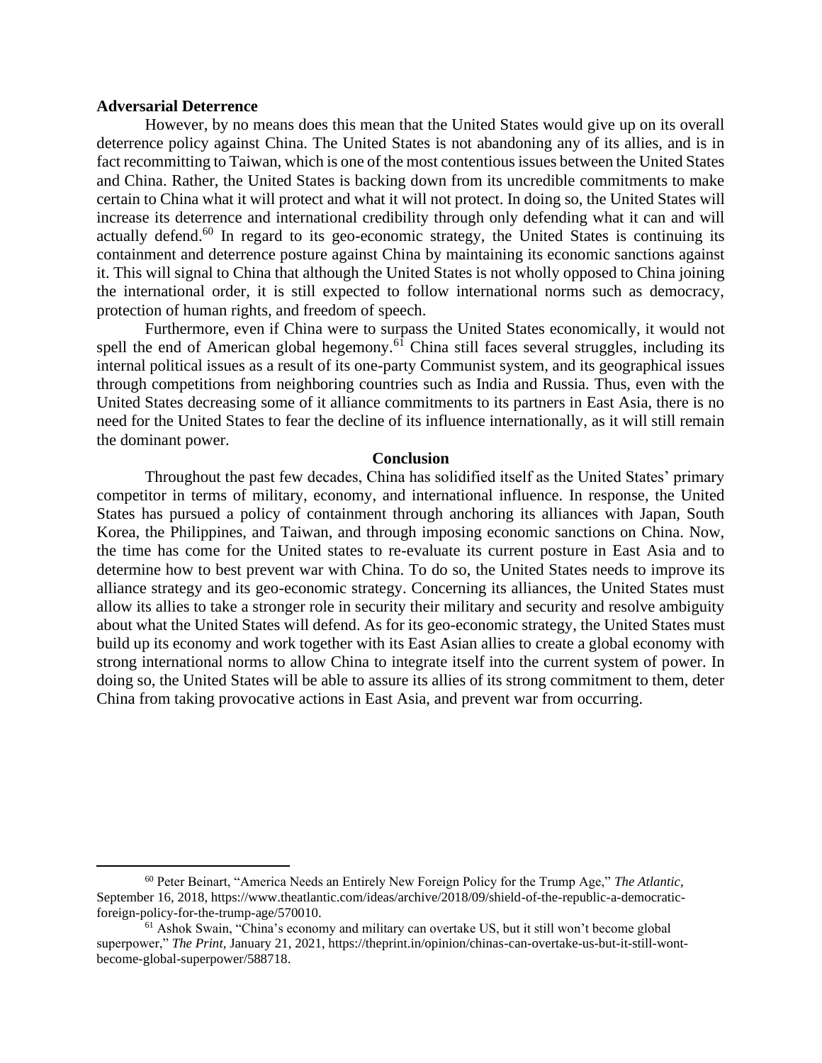**Adversarial Deterrence**

However, by no means does this mean that the United States would give up on its overall deterrence policy against China. The United States is not abandoning any of its allies, and is in fact recommitting to Taiwan, which is one of the most contentious issues between the United States and China. Rather, the United States is backing down from its uncredible commitments to make certain to China what it will protect and what it will not protect. In doing so, the United States will increase its deterrence and international credibility through only defending what it can and will actually defend.[60] In regard to its geo-economic strategy, the United States is continuing its containment and deterrence posture against China by maintaining its economic sanctions against it. This will signal to China that although the United States is not wholly opposed to China joining the international order, it is still expected to follow international norms such as democracy, protection of human rights, and freedom of speech.

Furthermore, even if China were to surpass the United States economically, it would not spell the end of American global hegemony.[61] China still faces several struggles, including its internal political issues as a result of its one-party Communist system, and its geographical issues through competitions from neighboring countries such as India and Russia. Thus, even with the United States decreasing some of it alliance commitments to its partners in East Asia, there is no need for the United States to fear the decline of its influence internationally, as it will still remain the dominant power.

## Conclusion

Throughout the past few decades, China has solidified itself as the United States' primary competitor in terms of military, economy, and international influence. In response, the United States has pursued a policy of containment through anchoring its alliances with Japan, South Korea, the Philippines, and Taiwan, and through imposing economic sanctions on China. Now, the time has come for the United states to re-evaluate its current posture in East Asia and to determine how to best prevent war with China. To do so, the United States needs to improve its alliance strategy and its geo-economic strategy. Concerning its alliances, the United States must allow its allies to take a stronger role in security their military and security and resolve ambiguity about what the United States will defend. As for its geo-economic strategy, the United States must build up its economy and work together with its East Asian allies to create a global economy with strong international norms to allow China to integrate itself into the current system of power. In doing so, the United States will be able to assure its allies of its strong commitment to them, deter China from taking provocative actions in East Asia, and prevent war from occurring.

---

[60] Peter Beinart, "America Needs an Entirely New Foreign Policy for the Trump Age," *The Atlantic*, September 16, 2018, https://www.theatlantic.com/ideas/archive/2018/09/shield-of-the-republic-a-democratic-foreign-policy-for-the-trump-age/570010.

[61] Ashok Swain, "China's economy and military can overtake US, but it still won't become global superpower," *The Print*, January 21, 2021, https://theprint.in/opinion/chinas-can-overtake-us-but-it-still-wont-become-global-superpower/588718.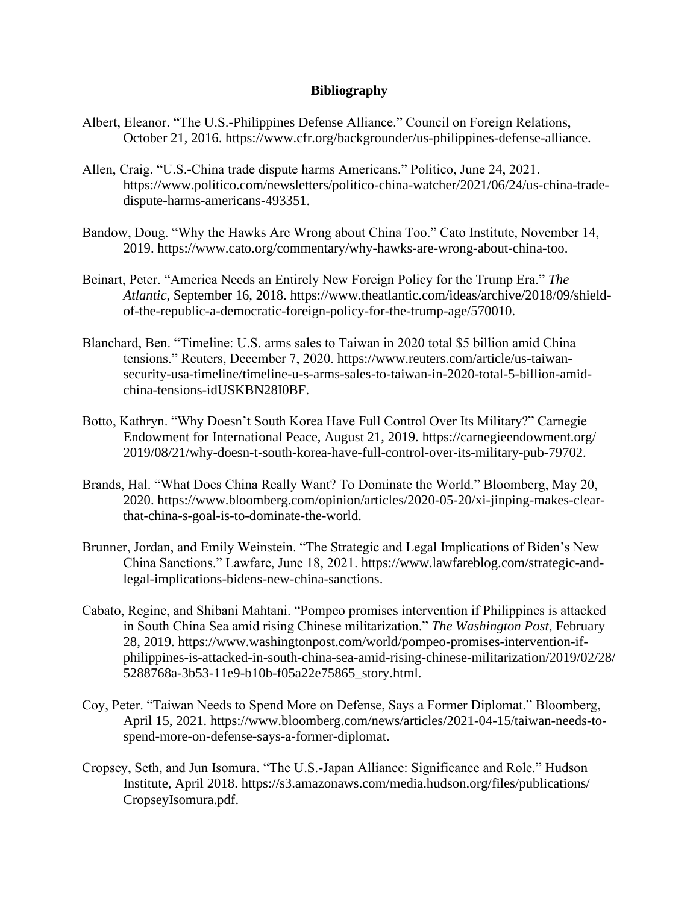## Bibliography

Albert, Eleanor. "The U.S.-Philippines Defense Alliance." Council on Foreign Relations, October 21, 2016. https://www.cfr.org/backgrounder/us-philippines-defense-alliance.

Allen, Craig. "U.S.-China trade dispute harms Americans." Politico, June 24, 2021. https://www.politico.com/newsletters/politico-china-watcher/2021/06/24/us-china-trade-dispute-harms-americans-493351.

Bandow, Doug. "Why the Hawks Are Wrong about China Too." Cato Institute, November 14, 2019. https://www.cato.org/commentary/why-hawks-are-wrong-about-china-too.

Beinart, Peter. "America Needs an Entirely New Foreign Policy for the Trump Era." *The Atlantic*, September 16, 2018. https://www.theatlantic.com/ideas/archive/2018/09/shield-of-the-republic-a-democratic-foreign-policy-for-the-trump-age/570010.

Blanchard, Ben. "Timeline: U.S. arms sales to Taiwan in 2020 total $5 billion amid China tensions." Reuters, December 7, 2020. https://www.reuters.com/article/us-taiwan-security-usa-timeline/timeline-u-s-arms-sales-to-taiwan-in-2020-total-5-billion-amid-china-tensions-idUSKBN28I0BF.

Botto, Kathryn. "Why Doesn't South Korea Have Full Control Over Its Military?" Carnegie Endowment for International Peace, August 21, 2019. https://carnegieendowment.org/2019/08/21/why-doesn-t-south-korea-have-full-control-over-its-military-pub-79702.

Brands, Hal. "What Does China Really Want? To Dominate the World." Bloomberg, May 20, 2020. https://www.bloomberg.com/opinion/articles/2020-05-20/xi-jinping-makes-clear-that-china-s-goal-is-to-dominate-the-world.

Brunner, Jordan, and Emily Weinstein. "The Strategic and Legal Implications of Biden's New China Sanctions." Lawfare, June 18, 2021. https://www.lawfareblog.com/strategic-and-legal-implications-bidens-new-china-sanctions.

Cabato, Regine, and Shibani Mahtani. "Pompeo promises intervention if Philippines is attacked in South China Sea amid rising Chinese militarization." *The Washington Post*, February 28, 2019. https://www.washingtonpost.com/world/pompeo-promises-intervention-if-philippines-is-attacked-in-south-china-sea-amid-rising-chinese-militarization/2019/02/28/5288768a-3b53-11e9-b10b-f05a22e75865_story.html.

Coy, Peter. "Taiwan Needs to Spend More on Defense, Says a Former Diplomat." Bloomberg, April 15, 2021. https://www.bloomberg.com/news/articles/2021-04-15/taiwan-needs-to-spend-more-on-defense-says-a-former-diplomat.

Cropsey, Seth, and Jun Isomura. "The U.S.-Japan Alliance: Significance and Role." Hudson Institute, April 2018. https://s3.amazonaws.com/media.hudson.org/files/publications/CropseyIsomura.pdf.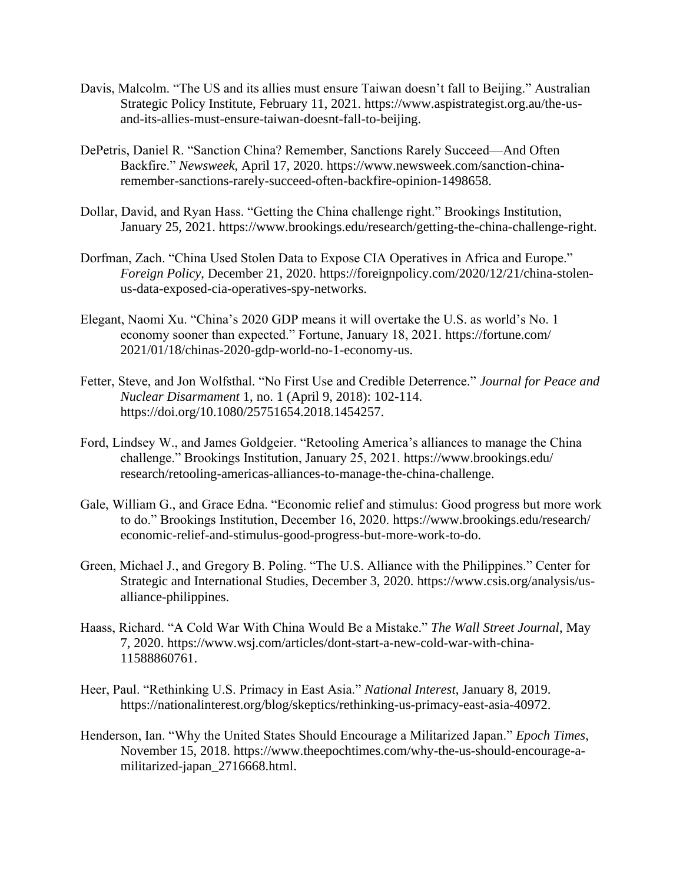Davis, Malcolm. “The US and its allies must ensure Taiwan doesn’t fall to Beijing.” Australian Strategic Policy Institute, February 11, 2021. https://www.aspistrategist.org.au/the-us-and-its-allies-must-ensure-taiwan-doesnt-fall-to-beijing.

DePetris, Daniel R. “Sanction China? Remember, Sanctions Rarely Succeed—And Often Backfire.” *Newsweek*, April 17, 2020. https://www.newsweek.com/sanction-china-remember-sanctions-rarely-succeed-often-backfire-opinion-1498658.

Dollar, David, and Ryan Hass. “Getting the China challenge right.” Brookings Institution, January 25, 2021. https://www.brookings.edu/research/getting-the-china-challenge-right.

Dorfman, Zach. “China Used Stolen Data to Expose CIA Operatives in Africa and Europe.” *Foreign Policy*, December 21, 2020. https://foreignpolicy.com/2020/12/21/china-stolen-us-data-exposed-cia-operatives-spy-networks.

Elegant, Naomi Xu. “China’s 2020 GDP means it will overtake the U.S. as world’s No. 1 economy sooner than expected.” Fortune, January 18, 2021. https://fortune.com/2021/01/18/chinas-2020-gdp-world-no-1-economy-us.

Fetter, Steve, and Jon Wolfsthal. “No First Use and Credible Deterrence.” *Journal for Peace and Nuclear Disarmament* 1, no. 1 (April 9, 2018): 102-114. https://doi.org/10.1080/25751654.2018.1454257.

Ford, Lindsey W., and James Goldgeier. “Retooling America’s alliances to manage the China challenge.” Brookings Institution, January 25, 2021. https://www.brookings.edu/research/retooling-americas-alliances-to-manage-the-china-challenge.

Gale, William G., and Grace Edna. “Economic relief and stimulus: Good progress but more work to do.” Brookings Institution, December 16, 2020. https://www.brookings.edu/research/economic-relief-and-stimulus-good-progress-but-more-work-to-do.

Green, Michael J., and Gregory B. Poling. “The U.S. Alliance with the Philippines.” Center for Strategic and International Studies, December 3, 2020. https://www.csis.org/analysis/us-alliance-philippines.

Haass, Richard. “A Cold War With China Would Be a Mistake.” *The Wall Street Journal*, May 7, 2020. https://www.wsj.com/articles/dont-start-a-new-cold-war-with-china-11588860761.

Heer, Paul. “Rethinking U.S. Primacy in East Asia.” *National Interest*, January 8, 2019. https://nationalinterest.org/blog/skeptics/rethinking-us-primacy-east-asia-40972.

Henderson, Ian. “Why the United States Should Encourage a Militarized Japan.” *Epoch Times*, November 15, 2018. https://www.theepochtimes.com/why-the-us-should-encourage-a-militarized-japan_2716668.html.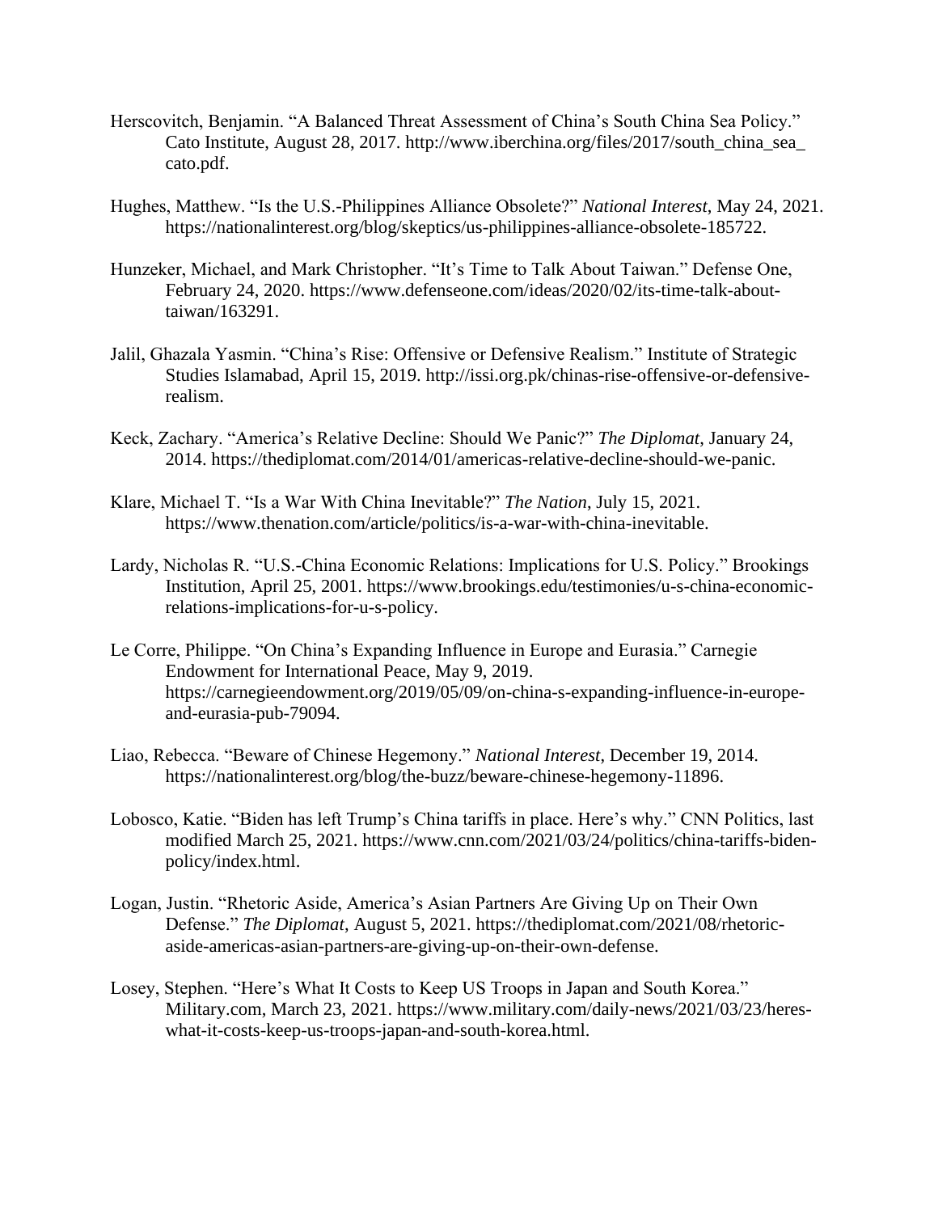Herscovitch, Benjamin. "A Balanced Threat Assessment of China's South China Sea Policy." Cato Institute, August 28, 2017. http://www.iberchina.org/files/2017/south_china_sea_cato.pdf.

Hughes, Matthew. "Is the U.S.-Philippines Alliance Obsolete?" *National Interest*, May 24, 2021. https://nationalinterest.org/blog/skeptics/us-philippines-alliance-obsolete-185722.

Hunzeker, Michael, and Mark Christopher. "It's Time to Talk About Taiwan." Defense One, February 24, 2020. https://www.defenseone.com/ideas/2020/02/its-time-talk-about-taiwan/163291.

Jalil, Ghazala Yasmin. "China's Rise: Offensive or Defensive Realism." Institute of Strategic Studies Islamabad, April 15, 2019. http://issi.org.pk/chinas-rise-offensive-or-defensive-realism.

Keck, Zachary. "America's Relative Decline: Should We Panic?" *The Diplomat*, January 24, 2014. https://thediplomat.com/2014/01/americas-relative-decline-should-we-panic.

Klare, Michael T. "Is a War With China Inevitable?" *The Nation*, July 15, 2021. https://www.thenation.com/article/politics/is-a-war-with-china-inevitable.

Lardy, Nicholas R. "U.S.-China Economic Relations: Implications for U.S. Policy." Brookings Institution, April 25, 2001. https://www.brookings.edu/testimonies/u-s-china-economic-relations-implications-for-u-s-policy.

Le Corre, Philippe. "On China's Expanding Influence in Europe and Eurasia." Carnegie Endowment for International Peace, May 9, 2019. https://carnegieendowment.org/2019/05/09/on-china-s-expanding-influence-in-europe-and-eurasia-pub-79094.

Liao, Rebecca. "Beware of Chinese Hegemony." *National Interest*, December 19, 2014. https://nationalinterest.org/blog/the-buzz/beware-chinese-hegemony-11896.

Lobosco, Katie. "Biden has left Trump's China tariffs in place. Here's why." CNN Politics, last modified March 25, 2021. https://www.cnn.com/2021/03/24/politics/china-tariffs-biden-policy/index.html.

Logan, Justin. "Rhetoric Aside, America's Asian Partners Are Giving Up on Their Own Defense." *The Diplomat*, August 5, 2021. https://thediplomat.com/2021/08/rhetoric-aside-americas-asian-partners-are-giving-up-on-their-own-defense.

Losey, Stephen. "Here's What It Costs to Keep US Troops in Japan and South Korea." Military.com, March 23, 2021. https://www.military.com/daily-news/2021/03/23/heres-what-it-costs-keep-us-troops-japan-and-south-korea.html.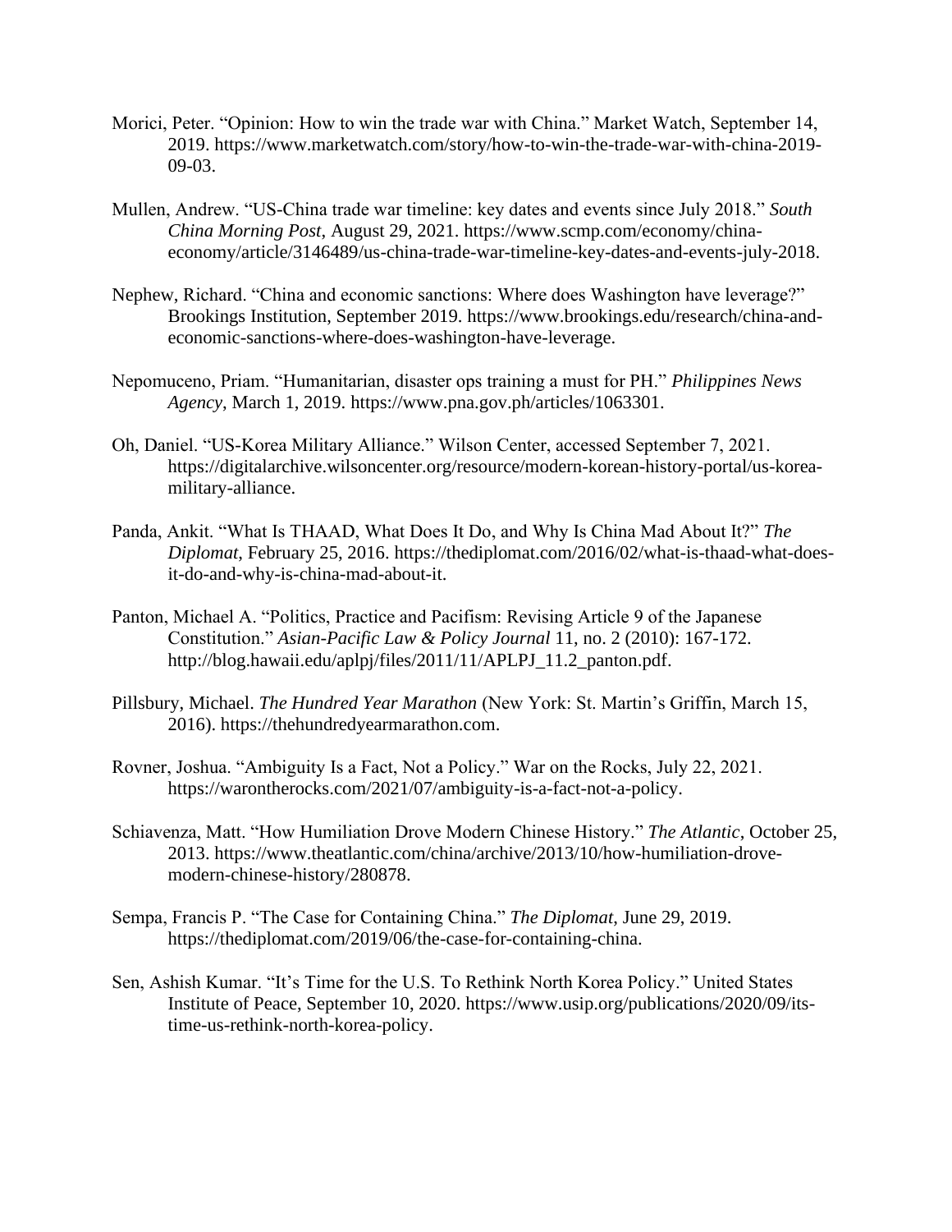Morici, Peter. "Opinion: How to win the trade war with China." Market Watch, September 14, 2019. https://www.marketwatch.com/story/how-to-win-the-trade-war-with-china-2019-09-03.

Mullen, Andrew. "US-China trade war timeline: key dates and events since July 2018." *South China Morning Post*, August 29, 2021. https://www.scmp.com/economy/china-economy/article/3146489/us-china-trade-war-timeline-key-dates-and-events-july-2018.

Nephew, Richard. "China and economic sanctions: Where does Washington have leverage?" Brookings Institution, September 2019. https://www.brookings.edu/research/china-and-economic-sanctions-where-does-washington-have-leverage.

Nepomuceno, Priam. "Humanitarian, disaster ops training a must for PH." *Philippines News Agency*, March 1, 2019. https://www.pna.gov.ph/articles/1063301.

Oh, Daniel. "US-Korea Military Alliance." Wilson Center, accessed September 7, 2021. https://digitalarchive.wilsoncenter.org/resource/modern-korean-history-portal/us-korea-military-alliance.

Panda, Ankit. "What Is THAAD, What Does It Do, and Why Is China Mad About It?" *The Diplomat,* February 25, 2016. https://thediplomat.com/2016/02/what-is-thaad-what-does-it-do-and-why-is-china-mad-about-it.

Panton, Michael A. "Politics, Practice and Pacifism: Revising Article 9 of the Japanese Constitution." *Asian-Pacific Law & Policy Journal* 11, no. 2 (2010): 167-172. http://blog.hawaii.edu/aplpj/files/2011/11/APLPJ_11.2_panton.pdf.

Pillsbury, Michael. *The Hundred Year Marathon* (New York: St. Martin's Griffin, March 15, 2016). https://thehundredyearmarathon.com.

Rovner, Joshua. "Ambiguity Is a Fact, Not a Policy." War on the Rocks, July 22, 2021. https://warontherocks.com/2021/07/ambiguity-is-a-fact-not-a-policy.

Schiavenza, Matt. "How Humiliation Drove Modern Chinese History." *The Atlantic*, October 25, 2013. https://www.theatlantic.com/china/archive/2013/10/how-humiliation-drove-modern-chinese-history/280878.

Sempa, Francis P. "The Case for Containing China." *The Diplomat*, June 29, 2019. https://thediplomat.com/2019/06/the-case-for-containing-china.

Sen, Ashish Kumar. "It's Time for the U.S. To Rethink North Korea Policy." United States Institute of Peace, September 10, 2020. https://www.usip.org/publications/2020/09/its-time-us-rethink-north-korea-policy.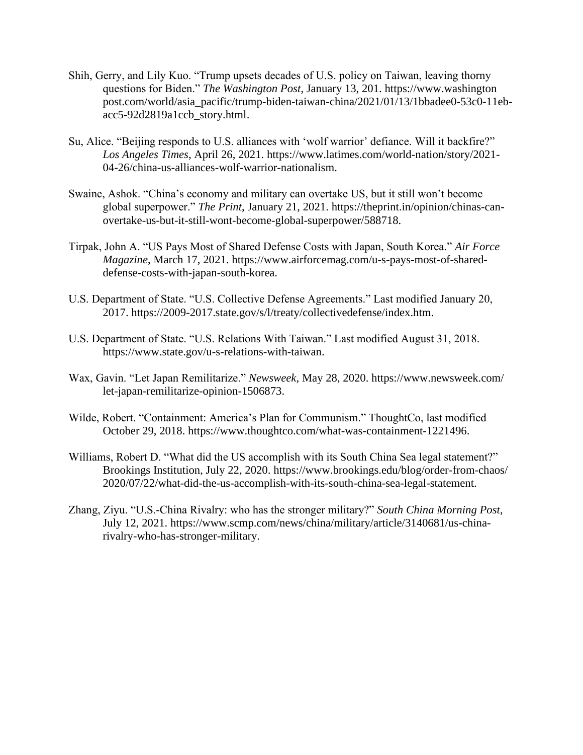Shih, Gerry, and Lily Kuo. “Trump upsets decades of U.S. policy on Taiwan, leaving thorny questions for Biden.” *The Washington Post*, January 13, 201. https://www.washington post.com/world/asia_pacific/trump-biden-taiwan-china/2021/01/13/1bbadee0-53c0-11eb-acc5-92d2819a1ccb_story.html.

Su, Alice. “Beijing responds to U.S. alliances with ‘wolf warrior’ defiance. Will it backfire?” *Los Angeles Times*, April 26, 2021. https://www.latimes.com/world-nation/story/2021-04-26/china-us-alliances-wolf-warrior-nationalism.

Swaine, Ashok. “China’s economy and military can overtake US, but it still won’t become global superpower.” *The Print*, January 21, 2021. https://theprint.in/opinion/chinas-can-overtake-us-but-it-still-wont-become-global-superpower/588718.

Tirpak, John A. “US Pays Most of Shared Defense Costs with Japan, South Korea.” *Air Force Magazine*, March 17, 2021. https://www.airforcemag.com/u-s-pays-most-of-shared-defense-costs-with-japan-south-korea.

U.S. Department of State. “U.S. Collective Defense Agreements.” Last modified January 20, 2017. https://2009-2017.state.gov/s/l/treaty/collectivedefense/index.htm.

U.S. Department of State. “U.S. Relations With Taiwan.” Last modified August 31, 2018. https://www.state.gov/u-s-relations-with-taiwan.

Wax, Gavin. “Let Japan Remilitarize.” *Newsweek*, May 28, 2020. https://www.newsweek.com/ let-japan-remilitarize-opinion-1506873.

Wilde, Robert. “Containment: America’s Plan for Communism.” ThoughtCo, last modified October 29, 2018. https://www.thoughtco.com/what-was-containment-1221496.

Williams, Robert D. “What did the US accomplish with its South China Sea legal statement?” Brookings Institution, July 22, 2020. https://www.brookings.edu/blog/order-from-chaos/ 2020/07/22/what-did-the-us-accomplish-with-its-south-china-sea-legal-statement.

Zhang, Ziyu. “U.S.-China Rivalry: who has the stronger military?” *South China Morning Post*, July 12, 2021. https://www.scmp.com/news/china/military/article/3140681/us-china-rivalry-who-has-stronger-military.